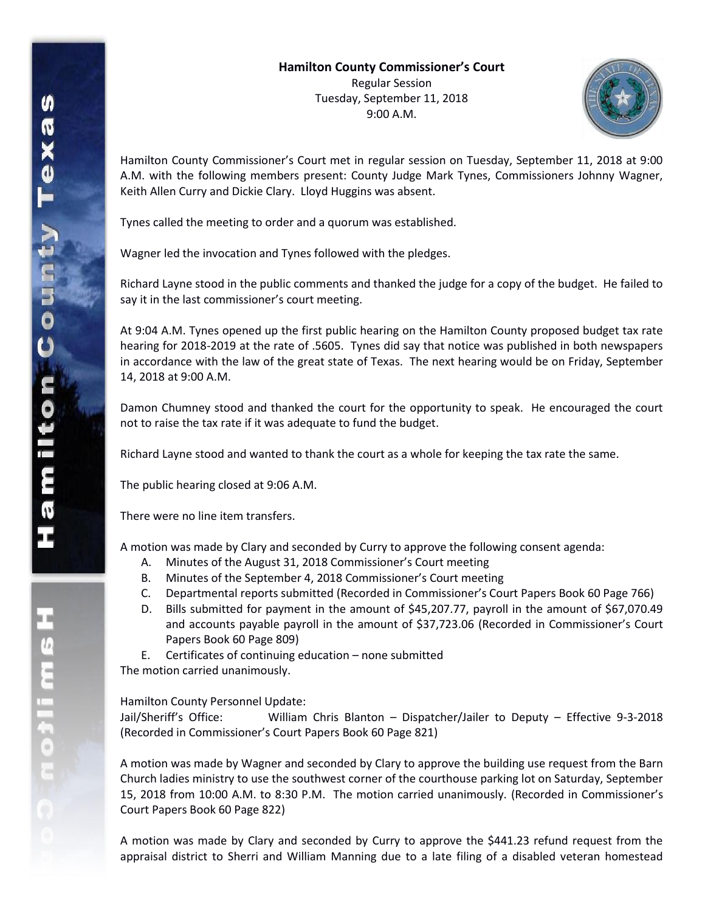**Hamilton County Commissioner's Court**

Regular Session
Tuesday, September 11, 2018
9:00 A.M.

Hamilton County Commissioner's Court met in regular session on Tuesday, September 11, 2018 at 9:00 A.M. with the following members present: County Judge Mark Tynes, Commissioners Johnny Wagner, Keith Allen Curry and Dickie Clary. Lloyd Huggins was absent.

Tynes called the meeting to order and a quorum was established.

Wagner led the invocation and Tynes followed with the pledges.

Richard Layne stood in the public comments and thanked the judge for a copy of the budget. He failed to say it in the last commissioner's court meeting.

At 9:04 A.M. Tynes opened up the first public hearing on the Hamilton County proposed budget tax rate hearing for 2018-2019 at the rate of .5605. Tynes did say that notice was published in both newspapers in accordance with the law of the great state of Texas. The next hearing would be on Friday, September 14, 2018 at 9:00 A.M.

Damon Chumney stood and thanked the court for the opportunity to speak. He encouraged the court not to raise the tax rate if it was adequate to fund the budget.

Richard Layne stood and wanted to thank the court as a whole for keeping the tax rate the same.

The public hearing closed at 9:06 A.M.

There were no line item transfers.

A motion was made by Clary and seconded by Curry to approve the following consent agenda:

A. Minutes of the August 31, 2018 Commissioner's Court meeting
B. Minutes of the September 4, 2018 Commissioner's Court meeting
C. Departmental reports submitted (Recorded in Commissioner's Court Papers Book 60 Page 766)
D. Bills submitted for payment in the amount of $45,207.77, payroll in the amount of $67,070.49 and accounts payable payroll in the amount of $37,723.06 (Recorded in Commissioner's Court Papers Book 60 Page 809)
E. Certificates of continuing education – none submitted

The motion carried unanimously.

Hamilton County Personnel Update:
Jail/Sheriff's Office: William Chris Blanton – Dispatcher/Jailer to Deputy – Effective 9-3-2018 (Recorded in Commissioner's Court Papers Book 60 Page 821)

A motion was made by Wagner and seconded by Clary to approve the building use request from the Barn Church ladies ministry to use the southwest corner of the courthouse parking lot on Saturday, September 15, 2018 from 10:00 A.M. to 8:30 P.M. The motion carried unanimously. (Recorded in Commissioner's Court Papers Book 60 Page 822)

A motion was made by Clary and seconded by Curry to approve the $441.23 refund request from the appraisal district to Sherri and William Manning due to a late filing of a disabled veteran homestead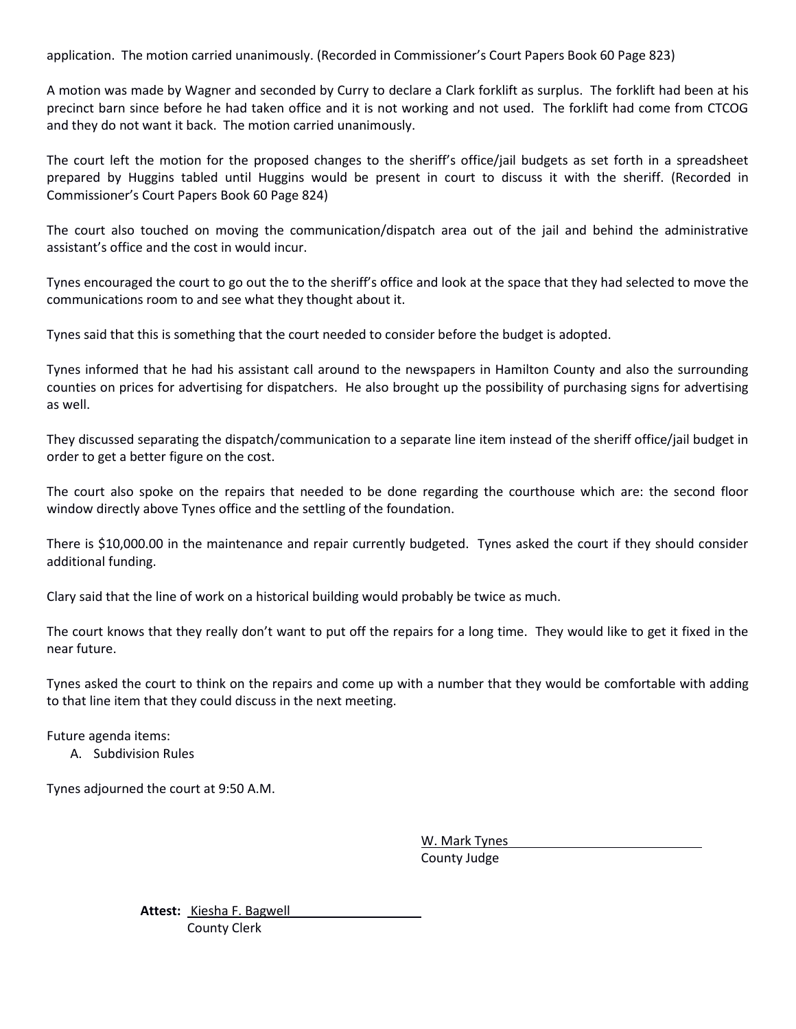application. The motion carried unanimously. (Recorded in Commissioner's Court Papers Book 60 Page 823)

A motion was made by Wagner and seconded by Curry to declare a Clark forklift as surplus. The forklift had been at his precinct barn since before he had taken office and it is not working and not used. The forklift had come from CTCOG and they do not want it back. The motion carried unanimously.

The court left the motion for the proposed changes to the sheriff's office/jail budgets as set forth in a spreadsheet prepared by Huggins tabled until Huggins would be present in court to discuss it with the sheriff. (Recorded in Commissioner's Court Papers Book 60 Page 824)

The court also touched on moving the communication/dispatch area out of the jail and behind the administrative assistant's office and the cost in would incur.

Tynes encouraged the court to go out the to the sheriff's office and look at the space that they had selected to move the communications room to and see what they thought about it.

Tynes said that this is something that the court needed to consider before the budget is adopted.

Tynes informed that he had his assistant call around to the newspapers in Hamilton County and also the surrounding counties on prices for advertising for dispatchers. He also brought up the possibility of purchasing signs for advertising as well.

They discussed separating the dispatch/communication to a separate line item instead of the sheriff office/jail budget in order to get a better figure on the cost.

The court also spoke on the repairs that needed to be done regarding the courthouse which are: the second floor window directly above Tynes office and the settling of the foundation.

There is $10,000.00 in the maintenance and repair currently budgeted. Tynes asked the court if they should consider additional funding.

Clary said that the line of work on a historical building would probably be twice as much.

The court knows that they really don't want to put off the repairs for a long time. They would like to get it fixed in the near future.

Tynes asked the court to think on the repairs and come up with a number that they would be comfortable with adding to that line item that they could discuss in the next meeting.

Future agenda items:

A. Subdivision Rules

Tynes adjourned the court at 9:50 A.M.

W. Mark Tynes
County Judge

**Attest:** Kiesha F. Bagwell
County Clerk